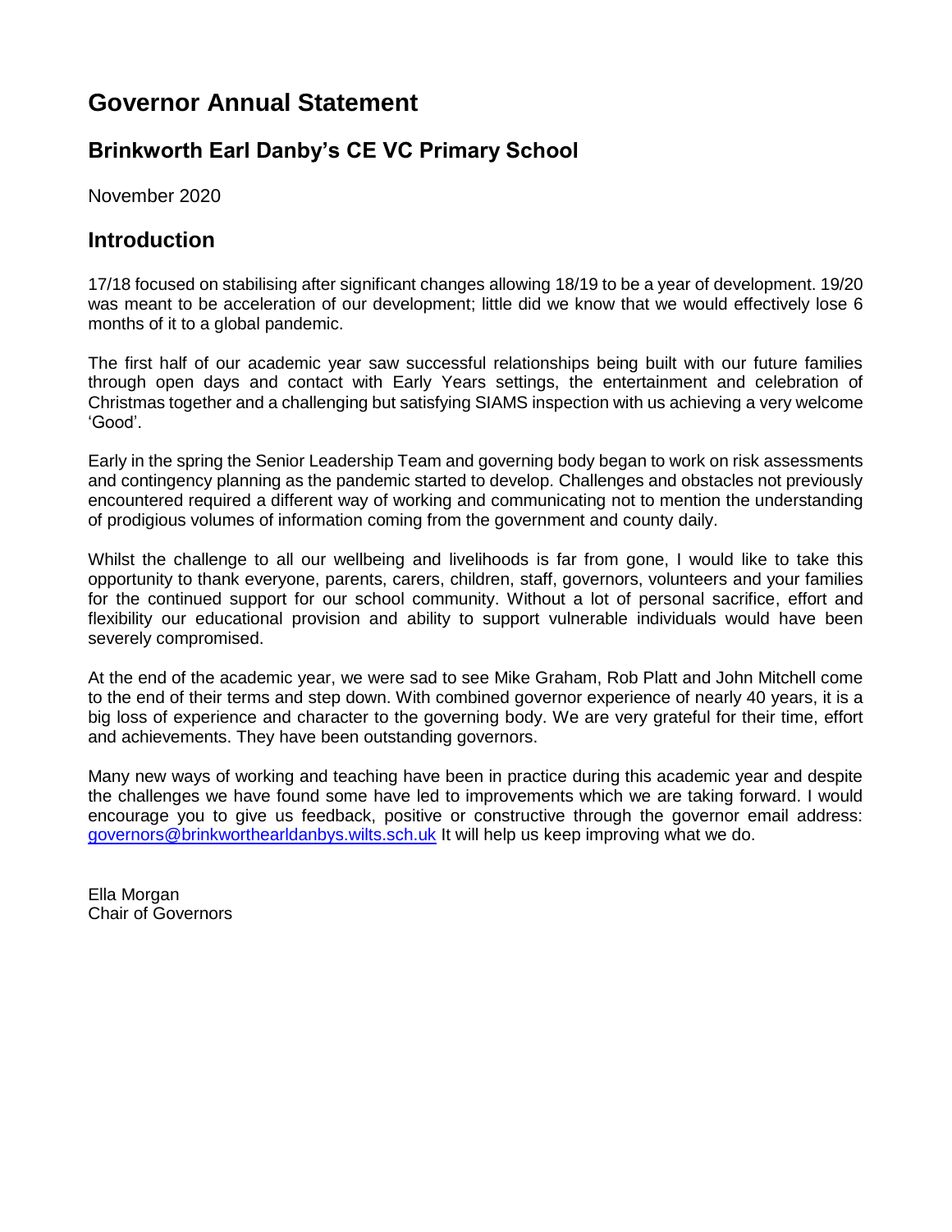# Governor Annual Statement

## Brinkworth Earl Danby's CE VC Primary School

November 2020

## Introduction

17/18 focused on stabilising after significant changes allowing 18/19 to be a year of development. 19/20 was meant to be acceleration of our development; little did we know that we would effectively lose 6 months of it to a global pandemic.

The first half of our academic year saw successful relationships being built with our future families through open days and contact with Early Years settings, the entertainment and celebration of Christmas together and a challenging but satisfying SIAMS inspection with us achieving a very welcome 'Good'.

Early in the spring the Senior Leadership Team and governing body began to work on risk assessments and contingency planning as the pandemic started to develop. Challenges and obstacles not previously encountered required a different way of working and communicating not to mention the understanding of prodigious volumes of information coming from the government and county daily.

Whilst the challenge to all our wellbeing and livelihoods is far from gone, I would like to take this opportunity to thank everyone, parents, carers, children, staff, governors, volunteers and your families for the continued support for our school community. Without a lot of personal sacrifice, effort and flexibility our educational provision and ability to support vulnerable individuals would have been severely compromised.

At the end of the academic year, we were sad to see Mike Graham, Rob Platt and John Mitchell come to the end of their terms and step down. With combined governor experience of nearly 40 years, it is a big loss of experience and character to the governing body. We are very grateful for their time, effort and achievements. They have been outstanding governors.

Many new ways of working and teaching have been in practice during this academic year and despite the challenges we have found some have led to improvements which we are taking forward. I would encourage you to give us feedback, positive or constructive through the governor email address: governors@brinkworthearldanbys.wilts.sch.uk It will help us keep improving what we do.

Ella Morgan
Chair of Governors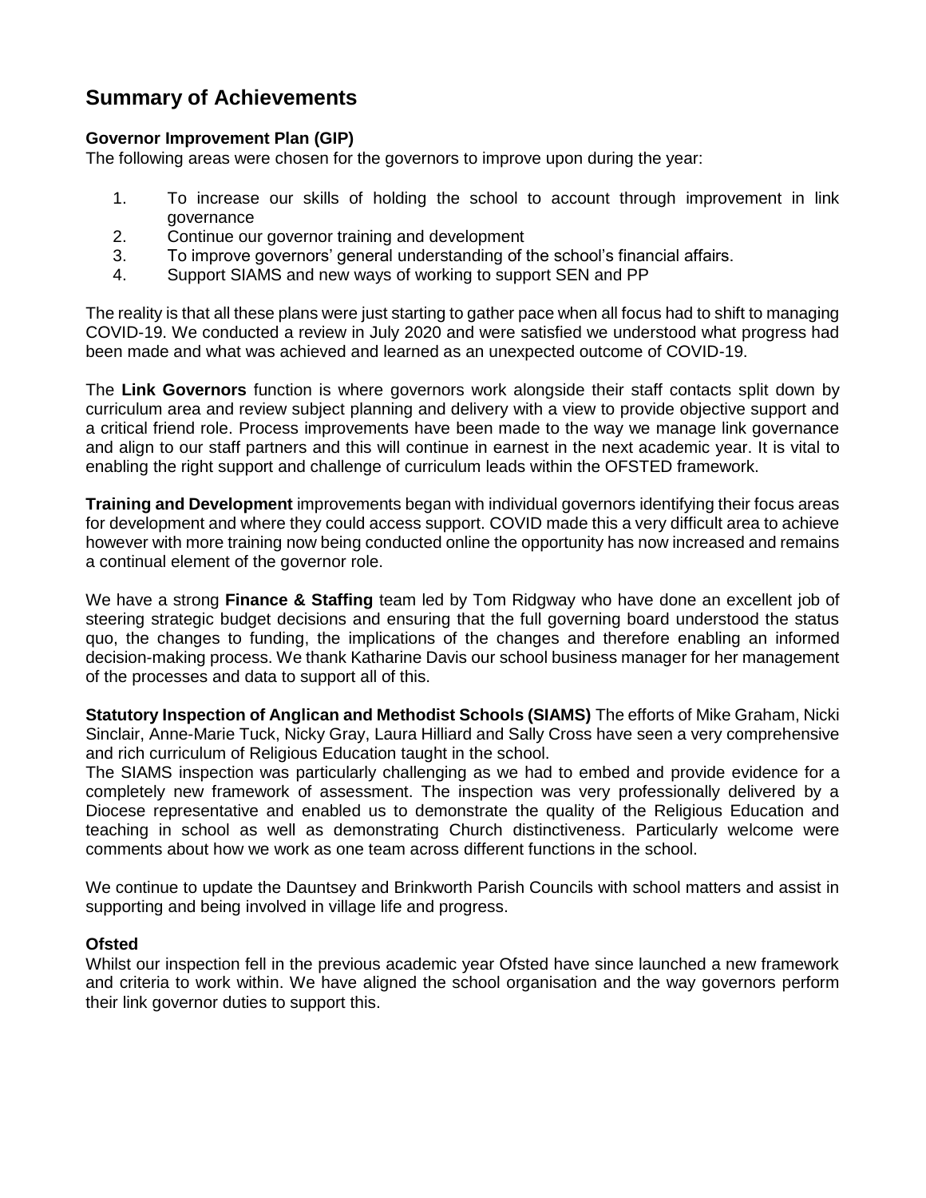## Summary of Achievements

### Governor Improvement Plan (GIP)

The following areas were chosen for the governors to improve upon during the year:

1. To increase our skills of holding the school to account through improvement in link governance
2. Continue our governor training and development
3. To improve governors' general understanding of the school's financial affairs.
4. Support SIAMS and new ways of working to support SEN and PP

The reality is that all these plans were just starting to gather pace when all focus had to shift to managing COVID-19. We conducted a review in July 2020 and were satisfied we understood what progress had been made and what was achieved and learned as an unexpected outcome of COVID-19.

The **Link Governors** function is where governors work alongside their staff contacts split down by curriculum area and review subject planning and delivery with a view to provide objective support and a critical friend role. Process improvements have been made to the way we manage link governance and align to our staff partners and this will continue in earnest in the next academic year. It is vital to enabling the right support and challenge of curriculum leads within the OFSTED framework.

**Training and Development** improvements began with individual governors identifying their focus areas for development and where they could access support. COVID made this a very difficult area to achieve however with more training now being conducted online the opportunity has now increased and remains a continual element of the governor role.

We have a strong **Finance & Staffing** team led by Tom Ridgway who have done an excellent job of steering strategic budget decisions and ensuring that the full governing board understood the status quo, the changes to funding, the implications of the changes and therefore enabling an informed decision-making process. We thank Katharine Davis our school business manager for her management of the processes and data to support all of this.

**Statutory Inspection of Anglican and Methodist Schools (SIAMS)** The efforts of Mike Graham, Nicki Sinclair, Anne-Marie Tuck, Nicky Gray, Laura Hilliard and Sally Cross have seen a very comprehensive and rich curriculum of Religious Education taught in the school.
The SIAMS inspection was particularly challenging as we had to embed and provide evidence for a completely new framework of assessment. The inspection was very professionally delivered by a Diocese representative and enabled us to demonstrate the quality of the Religious Education and teaching in school as well as demonstrating Church distinctiveness. Particularly welcome were comments about how we work as one team across different functions in the school.

We continue to update the Dauntsey and Brinkworth Parish Councils with school matters and assist in supporting and being involved in village life and progress.

### Ofsted

Whilst our inspection fell in the previous academic year Ofsted have since launched a new framework and criteria to work within. We have aligned the school organisation and the way governors perform their link governor duties to support this.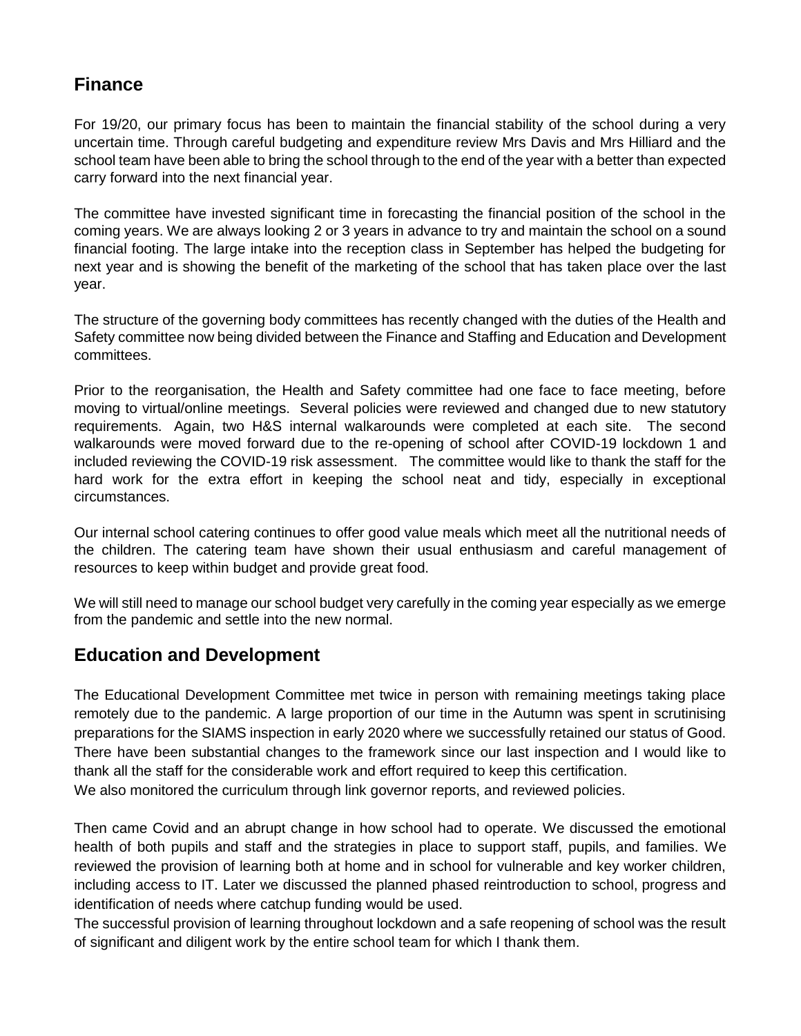## Finance

For 19/20, our primary focus has been to maintain the financial stability of the school during a very uncertain time. Through careful budgeting and expenditure review Mrs Davis and Mrs Hilliard and the school team have been able to bring the school through to the end of the year with a better than expected carry forward into the next financial year.

The committee have invested significant time in forecasting the financial position of the school in the coming years. We are always looking 2 or 3 years in advance to try and maintain the school on a sound financial footing. The large intake into the reception class in September has helped the budgeting for next year and is showing the benefit of the marketing of the school that has taken place over the last year.

The structure of the governing body committees has recently changed with the duties of the Health and Safety committee now being divided between the Finance and Staffing and Education and Development committees.

Prior to the reorganisation, the Health and Safety committee had one face to face meeting, before moving to virtual/online meetings. Several policies were reviewed and changed due to new statutory requirements. Again, two H&S internal walkarounds were completed at each site. The second walkarounds were moved forward due to the re-opening of school after COVID-19 lockdown 1 and included reviewing the COVID-19 risk assessment. The committee would like to thank the staff for the hard work for the extra effort in keeping the school neat and tidy, especially in exceptional circumstances.

Our internal school catering continues to offer good value meals which meet all the nutritional needs of the children. The catering team have shown their usual enthusiasm and careful management of resources to keep within budget and provide great food.

We will still need to manage our school budget very carefully in the coming year especially as we emerge from the pandemic and settle into the new normal.

## Education and Development

The Educational Development Committee met twice in person with remaining meetings taking place remotely due to the pandemic. A large proportion of our time in the Autumn was spent in scrutinising preparations for the SIAMS inspection in early 2020 where we successfully retained our status of Good. There have been substantial changes to the framework since our last inspection and I would like to thank all the staff for the considerable work and effort required to keep this certification.
We also monitored the curriculum through link governor reports, and reviewed policies.

Then came Covid and an abrupt change in how school had to operate. We discussed the emotional health of both pupils and staff and the strategies in place to support staff, pupils, and families. We reviewed the provision of learning both at home and in school for vulnerable and key worker children, including access to IT. Later we discussed the planned phased reintroduction to school, progress and identification of needs where catchup funding would be used.
The successful provision of learning throughout lockdown and a safe reopening of school was the result of significant and diligent work by the entire school team for which I thank them.